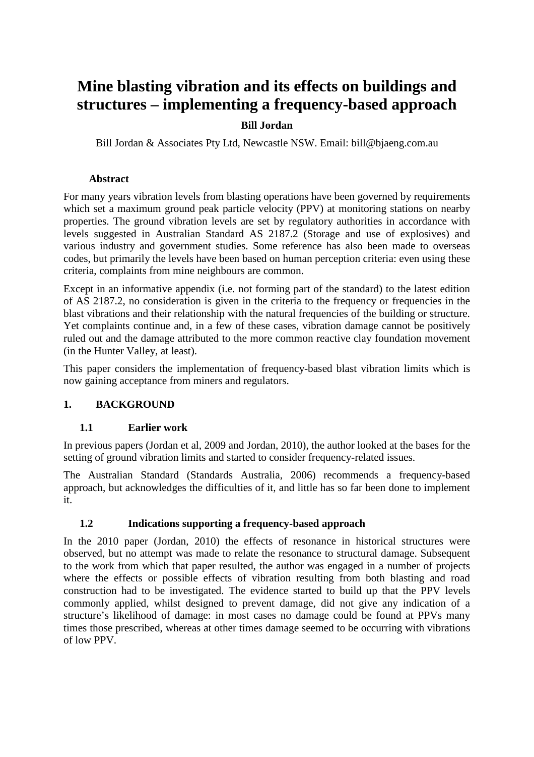# Mine blasting vibration and its effects on buildings and structures – implementing a frequency-based approach

**Bill Jordan**

Bill Jordan & Associates Pty Ltd, Newcastle NSW. Email: bill@bjaeng.com.au

**Abstract**

For many years vibration levels from blasting operations have been governed by requirements which set a maximum ground peak particle velocity (PPV) at monitoring stations on nearby properties. The ground vibration levels are set by regulatory authorities in accordance with levels suggested in Australian Standard AS 2187.2 (Storage and use of explosives) and various industry and government studies. Some reference has also been made to overseas codes, but primarily the levels have been based on human perception criteria: even using these criteria, complaints from mine neighbours are common.

Except in an informative appendix (i.e. not forming part of the standard) to the latest edition of AS 2187.2, no consideration is given in the criteria to the frequency or frequencies in the blast vibrations and their relationship with the natural frequencies of the building or structure. Yet complaints continue and, in a few of these cases, vibration damage cannot be positively ruled out and the damage attributed to the more common reactive clay foundation movement (in the Hunter Valley, at least).

This paper considers the implementation of frequency-based blast vibration limits which is now gaining acceptance from miners and regulators.

## 1. BACKGROUND

### 1.1 Earlier work

In previous papers (Jordan et al, 2009 and Jordan, 2010), the author looked at the bases for the setting of ground vibration limits and started to consider frequency-related issues.

The Australian Standard (Standards Australia, 2006) recommends a frequency-based approach, but acknowledges the difficulties of it, and little has so far been done to implement it.

### 1.2 Indications supporting a frequency-based approach

In the 2010 paper (Jordan, 2010) the effects of resonance in historical structures were observed, but no attempt was made to relate the resonance to structural damage. Subsequent to the work from which that paper resulted, the author was engaged in a number of projects where the effects or possible effects of vibration resulting from both blasting and road construction had to be investigated. The evidence started to build up that the PPV levels commonly applied, whilst designed to prevent damage, did not give any indication of a structure's likelihood of damage: in most cases no damage could be found at PPVs many times those prescribed, whereas at other times damage seemed to be occurring with vibrations of low PPV.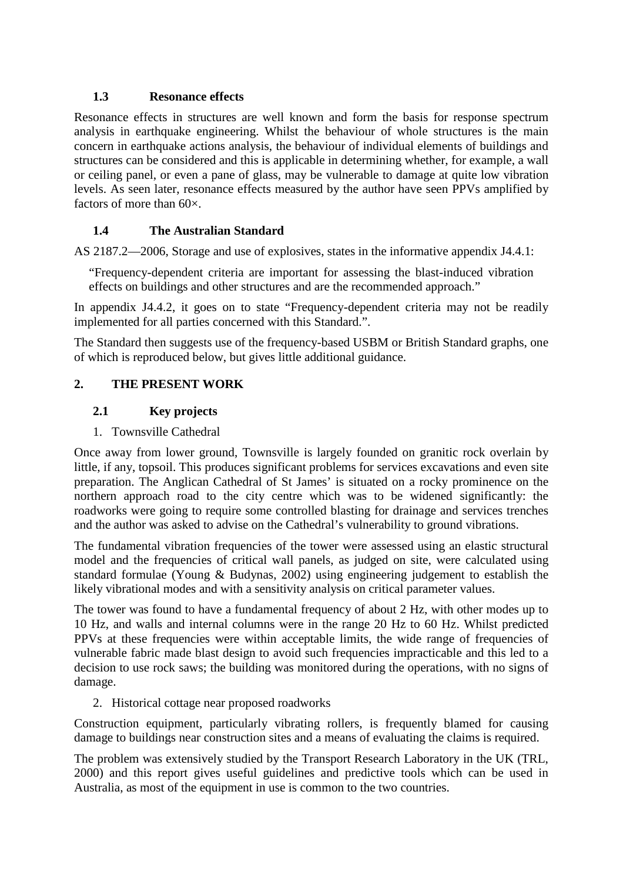### 1.3 Resonance effects

Resonance effects in structures are well known and form the basis for response spectrum analysis in earthquake engineering. Whilst the behaviour of whole structures is the main concern in earthquake actions analysis, the behaviour of individual elements of buildings and structures can be considered and this is applicable in determining whether, for example, a wall or ceiling panel, or even a pane of glass, may be vulnerable to damage at quite low vibration levels. As seen later, resonance effects measured by the author have seen PPVs amplified by factors of more than 60×.

### 1.4 The Australian Standard

AS 2187.2—2006, Storage and use of explosives, states in the informative appendix J4.4.1:

> "Frequency-dependent criteria are important for assessing the blast-induced vibration effects on buildings and other structures and are the recommended approach."

In appendix J4.4.2, it goes on to state "Frequency-dependent criteria may not be readily implemented for all parties concerned with this Standard.".

The Standard then suggests use of the frequency-based USBM or British Standard graphs, one of which is reproduced below, but gives little additional guidance.

## 2. THE PRESENT WORK

### 2.1 Key projects

1. Townsville Cathedral

Once away from lower ground, Townsville is largely founded on granitic rock overlain by little, if any, topsoil. This produces significant problems for services excavations and even site preparation. The Anglican Cathedral of St James' is situated on a rocky prominence on the northern approach road to the city centre which was to be widened significantly: the roadworks were going to require some controlled blasting for drainage and services trenches and the author was asked to advise on the Cathedral's vulnerability to ground vibrations.

The fundamental vibration frequencies of the tower were assessed using an elastic structural model and the frequencies of critical wall panels, as judged on site, were calculated using standard formulae (Young & Budynas, 2002) using engineering judgement to establish the likely vibrational modes and with a sensitivity analysis on critical parameter values.

The tower was found to have a fundamental frequency of about 2 Hz, with other modes up to 10 Hz, and walls and internal columns were in the range 20 Hz to 60 Hz. Whilst predicted PPVs at these frequencies were within acceptable limits, the wide range of frequencies of vulnerable fabric made blast design to avoid such frequencies impracticable and this led to a decision to use rock saws; the building was monitored during the operations, with no signs of damage.

2. Historical cottage near proposed roadworks

Construction equipment, particularly vibrating rollers, is frequently blamed for causing damage to buildings near construction sites and a means of evaluating the claims is required.

The problem was extensively studied by the Transport Research Laboratory in the UK (TRL, 2000) and this report gives useful guidelines and predictive tools which can be used in Australia, as most of the equipment in use is common to the two countries.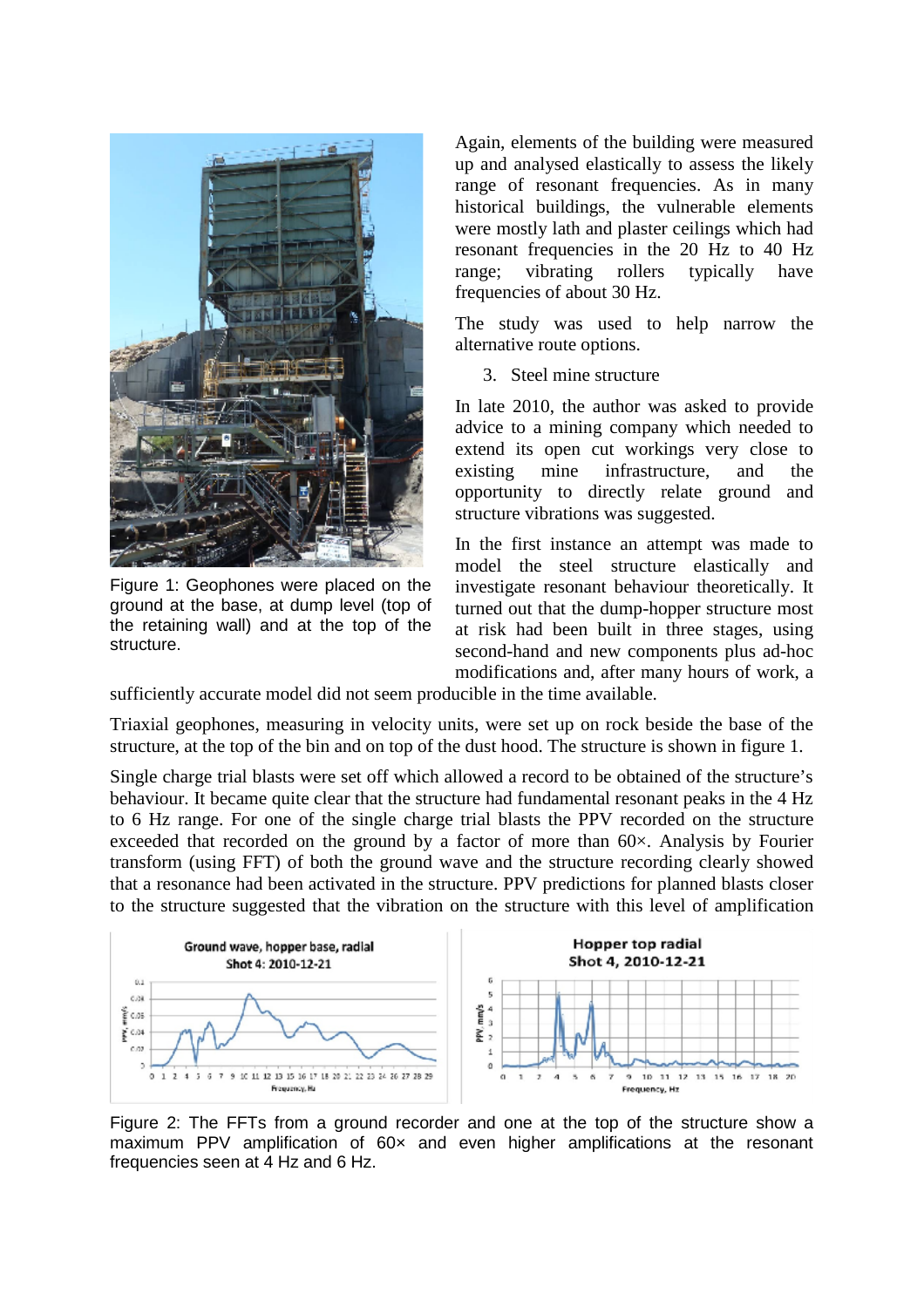Figure 1: Geophones were placed on the ground at the base, at dump level (top of the retaining wall) and at the top of the structure.

Again, elements of the building were measured up and analysed elastically to assess the likely range of resonant frequencies. As in many historical buildings, the vulnerable elements were mostly lath and plaster ceilings which had resonant frequencies in the 20 Hz to 40 Hz range; vibrating rollers typically have frequencies of about 30 Hz.

The study was used to help narrow the alternative route options.

3. Steel mine structure

In late 2010, the author was asked to provide advice to a mining company which needed to extend its open cut workings very close to existing mine infrastructure, and the opportunity to directly relate ground and structure vibrations was suggested.

In the first instance an attempt was made to model the steel structure elastically and investigate resonant behaviour theoretically. It turned out that the dump-hopper structure most at risk had been built in three stages, using second-hand and new components plus ad-hoc modifications and, after many hours of work, a sufficiently accurate model did not seem producible in the time available.

Triaxial geophones, measuring in velocity units, were set up on rock beside the base of the structure, at the top of the bin and on top of the dust hood. The structure is shown in figure 1.

Single charge trial blasts were set off which allowed a record to be obtained of the structure's behaviour. It became quite clear that the structure had fundamental resonant peaks in the 4 Hz to 6 Hz range. For one of the single charge trial blasts the PPV recorded on the structure exceeded that recorded on the ground by a factor of more than 60×. Analysis by Fourier transform (using FFT) of both the ground wave and the structure recording clearly showed that a resonance had been activated in the structure. PPV predictions for planned blasts closer to the structure suggested that the vibration on the structure with this level of amplification

Figure 2: The FFTs from a ground recorder and one at the top of the structure show a maximum PPV amplification of 60× and even higher amplifications at the resonant frequencies seen at 4 Hz and 6 Hz.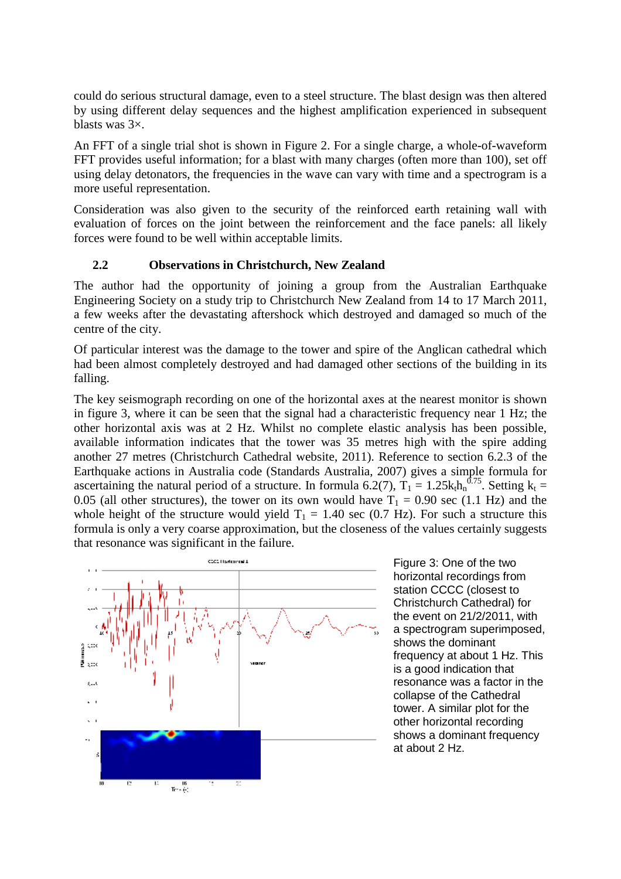could do serious structural damage, even to a steel structure. The blast design was then altered by using different delay sequences and the highest amplification experienced in subsequent blasts was 3×.

An FFT of a single trial shot is shown in Figure 2. For a single charge, a whole-of-waveform FFT provides useful information; for a blast with many charges (often more than 100), set off using delay detonators, the frequencies in the wave can vary with time and a spectrogram is a more useful representation.

Consideration was also given to the security of the reinforced earth retaining wall with evaluation of forces on the joint between the reinforcement and the face panels: all likely forces were found to be well within acceptable limits.

## 2.2 Observations in Christchurch, New Zealand

The author had the opportunity of joining a group from the Australian Earthquake Engineering Society on a study trip to Christchurch New Zealand from 14 to 17 March 2011, a few weeks after the devastating aftershock which destroyed and damaged so much of the centre of the city.

Of particular interest was the damage to the tower and spire of the Anglican cathedral which had been almost completely destroyed and had damaged other sections of the building in its falling.

The key seismograph recording on one of the horizontal axes at the nearest monitor is shown in figure 3, where it can be seen that the signal had a characteristic frequency near 1 Hz; the other horizontal axis was at 2 Hz. Whilst no complete elastic analysis has been possible, available information indicates that the tower was 35 metres high with the spire adding another 27 metres (Christchurch Cathedral website, 2011). Reference to section 6.2.3 of the Earthquake actions in Australia code (Standards Australia, 2007) gives a simple formula for ascertaining the natural period of a structure. In formula 6.2(7), $T_1 = 1.25k_t h_n^{0.75}$. Setting $k_t$ = 0.05 (all other structures), the tower on its own would have $T_1$ = 0.90 sec (1.1 Hz) and the whole height of the structure would yield $T_1$ = 1.40 sec (0.7 Hz). For such a structure this formula is only a very coarse approximation, but the closeness of the values certainly suggests that resonance was significant in the failure.

Figure 3: One of the two horizontal recordings from station CCCC (closest to Christchurch Cathedral) for the event on 21/2/2011, with a spectrogram superimposed, shows the dominant frequency at about 1 Hz. This is a good indication that resonance was a factor in the collapse of the Cathedral tower. A similar plot for the other horizontal recording shows a dominant frequency at about 2 Hz.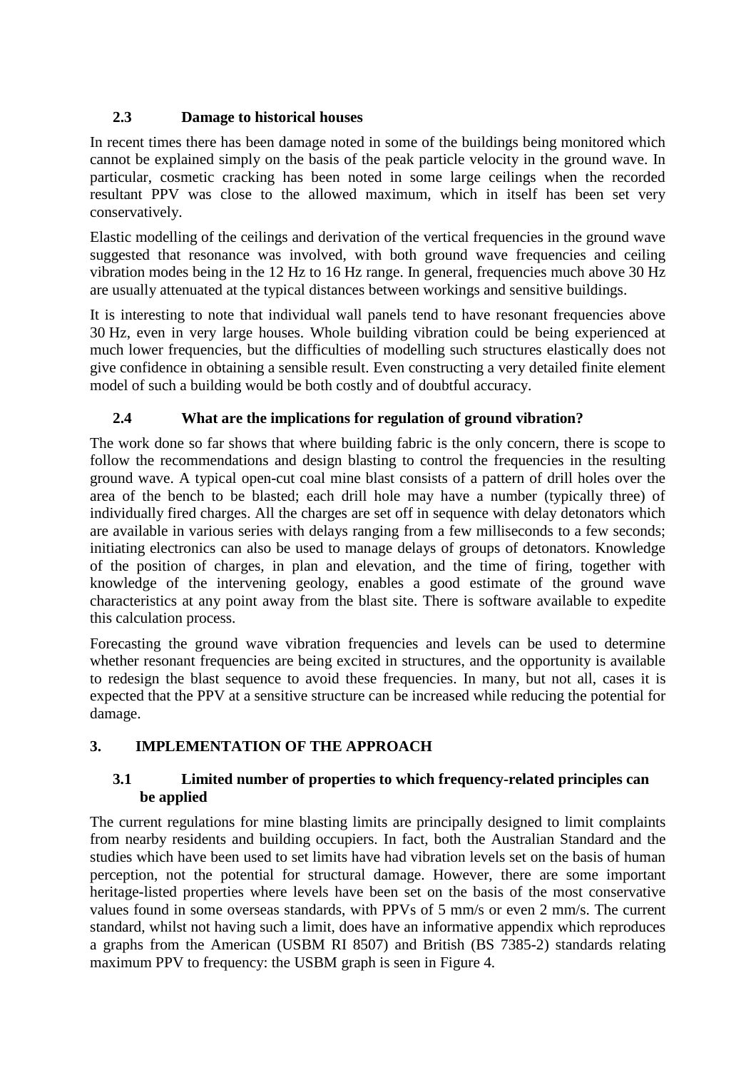### 2.3 Damage to historical houses

In recent times there has been damage noted in some of the buildings being monitored which cannot be explained simply on the basis of the peak particle velocity in the ground wave. In particular, cosmetic cracking has been noted in some large ceilings when the recorded resultant PPV was close to the allowed maximum, which in itself has been set very conservatively.

Elastic modelling of the ceilings and derivation of the vertical frequencies in the ground wave suggested that resonance was involved, with both ground wave frequencies and ceiling vibration modes being in the 12 Hz to 16 Hz range. In general, frequencies much above 30 Hz are usually attenuated at the typical distances between workings and sensitive buildings.

It is interesting to note that individual wall panels tend to have resonant frequencies above 30 Hz, even in very large houses. Whole building vibration could be being experienced at much lower frequencies, but the difficulties of modelling such structures elastically does not give confidence in obtaining a sensible result. Even constructing a very detailed finite element model of such a building would be both costly and of doubtful accuracy.

### 2.4 What are the implications for regulation of ground vibration?

The work done so far shows that where building fabric is the only concern, there is scope to follow the recommendations and design blasting to control the frequencies in the resulting ground wave. A typical open-cut coal mine blast consists of a pattern of drill holes over the area of the bench to be blasted; each drill hole may have a number (typically three) of individually fired charges. All the charges are set off in sequence with delay detonators which are available in various series with delays ranging from a few milliseconds to a few seconds; initiating electronics can also be used to manage delays of groups of detonators. Knowledge of the position of charges, in plan and elevation, and the time of firing, together with knowledge of the intervening geology, enables a good estimate of the ground wave characteristics at any point away from the blast site. There is software available to expedite this calculation process.

Forecasting the ground wave vibration frequencies and levels can be used to determine whether resonant frequencies are being excited in structures, and the opportunity is available to redesign the blast sequence to avoid these frequencies. In many, but not all, cases it is expected that the PPV at a sensitive structure can be increased while reducing the potential for damage.

## 3. IMPLEMENTATION OF THE APPROACH

### 3.1 Limited number of properties to which frequency-related principles can be applied

The current regulations for mine blasting limits are principally designed to limit complaints from nearby residents and building occupiers. In fact, both the Australian Standard and the studies which have been used to set limits have had vibration levels set on the basis of human perception, not the potential for structural damage. However, there are some important heritage-listed properties where levels have been set on the basis of the most conservative values found in some overseas standards, with PPVs of 5 mm/s or even 2 mm/s. The current standard, whilst not having such a limit, does have an informative appendix which reproduces a graphs from the American (USBM RI 8507) and British (BS 7385-2) standards relating maximum PPV to frequency: the USBM graph is seen in Figure 4.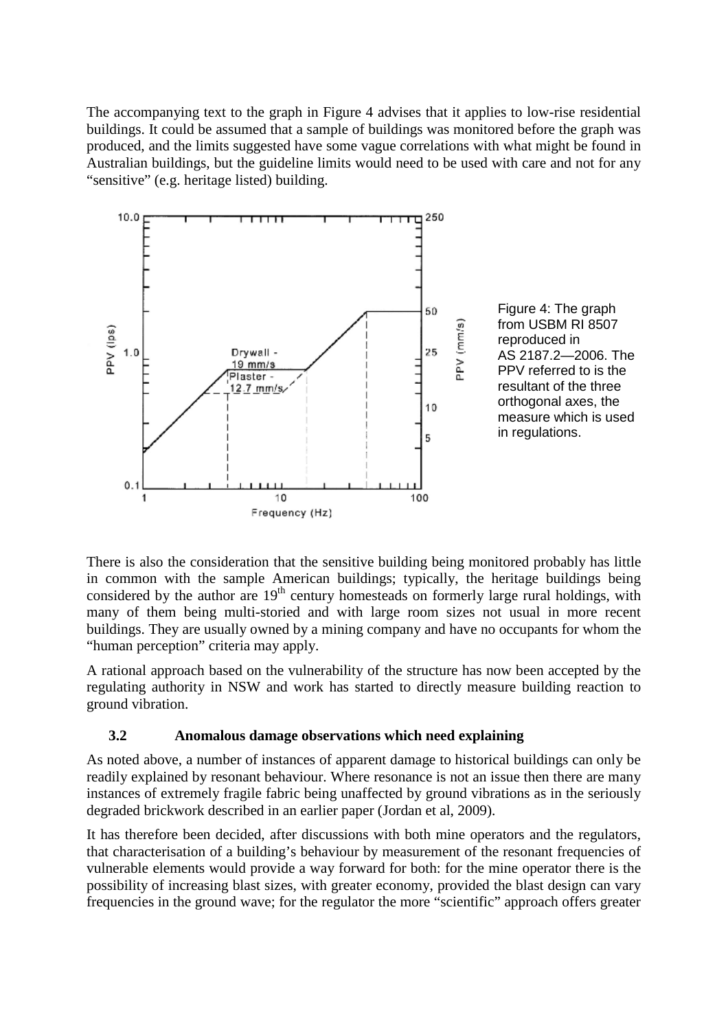The accompanying text to the graph in Figure 4 advises that it applies to low-rise residential buildings. It could be assumed that a sample of buildings was monitored before the graph was produced, and the limits suggested have some vague correlations with what might be found in Australian buildings, but the guideline limits would need to be used with care and not for any "sensitive" (e.g. heritage listed) building.

Figure 4: The graph from USBM RI 8507 reproduced in AS 2187.2—2006. The PPV referred to is the resultant of the three orthogonal axes, the measure which is used in regulations.

There is also the consideration that the sensitive building being monitored probably has little in common with the sample American buildings; typically, the heritage buildings being considered by the author are 19th century homesteads on formerly large rural holdings, with many of them being multi-storied and with large room sizes not usual in more recent buildings. They are usually owned by a mining company and have no occupants for whom the "human perception" criteria may apply.

A rational approach based on the vulnerability of the structure has now been accepted by the regulating authority in NSW and work has started to directly measure building reaction to ground vibration.

### 3.2 Anomalous damage observations which need explaining

As noted above, a number of instances of apparent damage to historical buildings can only be readily explained by resonant behaviour. Where resonance is not an issue then there are many instances of extremely fragile fabric being unaffected by ground vibrations as in the seriously degraded brickwork described in an earlier paper (Jordan et al, 2009).

It has therefore been decided, after discussions with both mine operators and the regulators, that characterisation of a building's behaviour by measurement of the resonant frequencies of vulnerable elements would provide a way forward for both: for the mine operator there is the possibility of increasing blast sizes, with greater economy, provided the blast design can vary frequencies in the ground wave; for the regulator the more "scientific" approach offers greater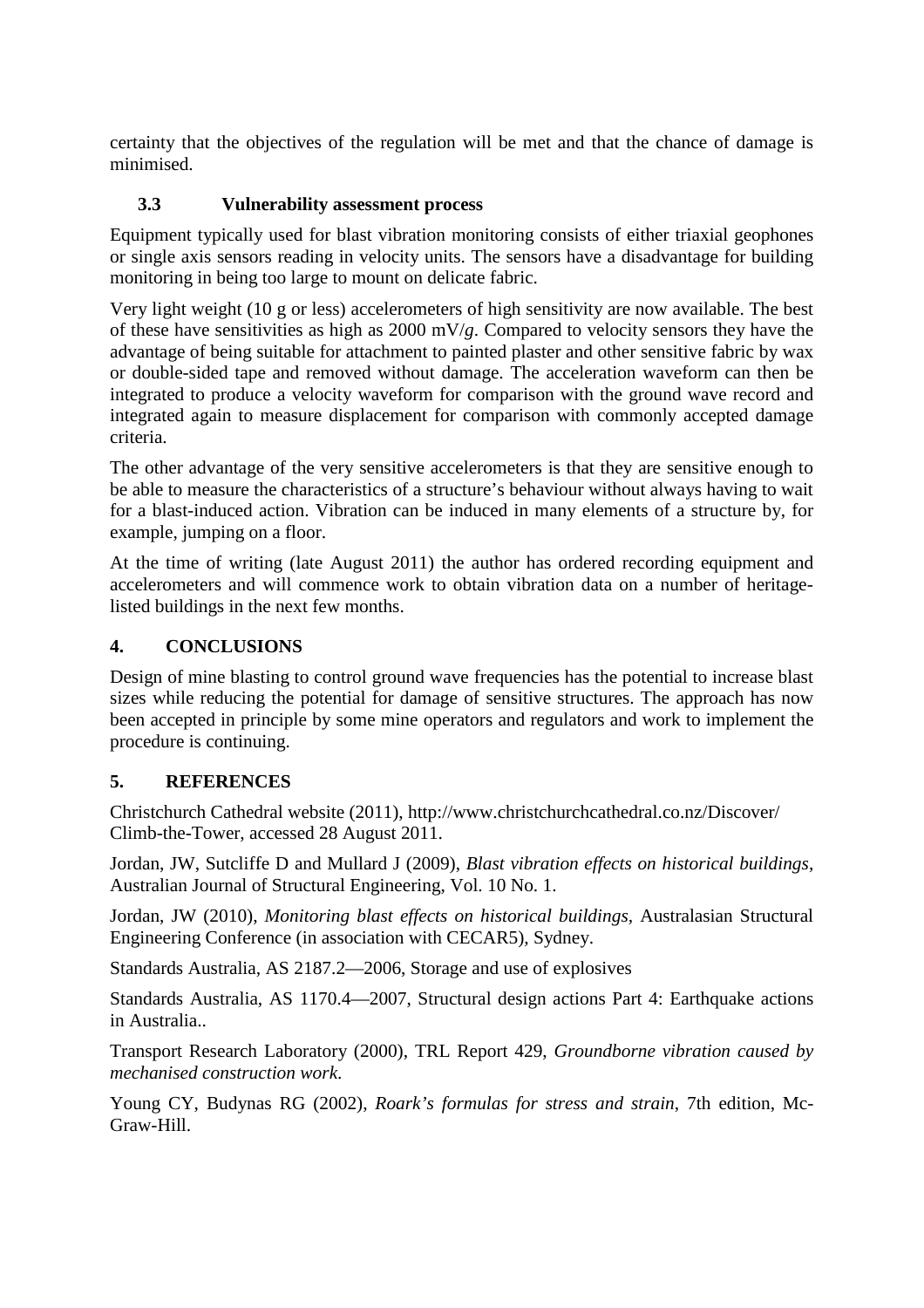certainty that the objectives of the regulation will be met and that the chance of damage is minimised.

### 3.3 Vulnerability assessment process

Equipment typically used for blast vibration monitoring consists of either triaxial geophones or single axis sensors reading in velocity units. The sensors have a disadvantage for building monitoring in being too large to mount on delicate fabric.

Very light weight (10 g or less) accelerometers of high sensitivity are now available. The best of these have sensitivities as high as 2000 mV/*g*. Compared to velocity sensors they have the advantage of being suitable for attachment to painted plaster and other sensitive fabric by wax or double-sided tape and removed without damage. The acceleration waveform can then be integrated to produce a velocity waveform for comparison with the ground wave record and integrated again to measure displacement for comparison with commonly accepted damage criteria.

The other advantage of the very sensitive accelerometers is that they are sensitive enough to be able to measure the characteristics of a structure's behaviour without always having to wait for a blast-induced action. Vibration can be induced in many elements of a structure by, for example, jumping on a floor.

At the time of writing (late August 2011) the author has ordered recording equipment and accelerometers and will commence work to obtain vibration data on a number of heritage-listed buildings in the next few months.

## 4. CONCLUSIONS

Design of mine blasting to control ground wave frequencies has the potential to increase blast sizes while reducing the potential for damage of sensitive structures. The approach has now been accepted in principle by some mine operators and regulators and work to implement the procedure is continuing.

## 5. REFERENCES

Christchurch Cathedral website (2011), http://www.christchurchcathedral.co.nz/Discover/Climb-the-Tower, accessed 28 August 2011.

Jordan, JW, Sutcliffe D and Mullard J (2009), *Blast vibration effects on historical buildings*, Australian Journal of Structural Engineering, Vol. 10 No. 1.

Jordan, JW (2010), *Monitoring blast effects on historical buildings*, Australasian Structural Engineering Conference (in association with CECAR5), Sydney.

Standards Australia, AS 2187.2—2006, Storage and use of explosives

Standards Australia, AS 1170.4—2007, Structural design actions Part 4: Earthquake actions in Australia..

Transport Research Laboratory (2000), TRL Report 429, *Groundborne vibration caused by mechanised construction work*.

Young CY, Budynas RG (2002), *Roark's formulas for stress and strain*, 7th edition, Mc-Graw-Hill.